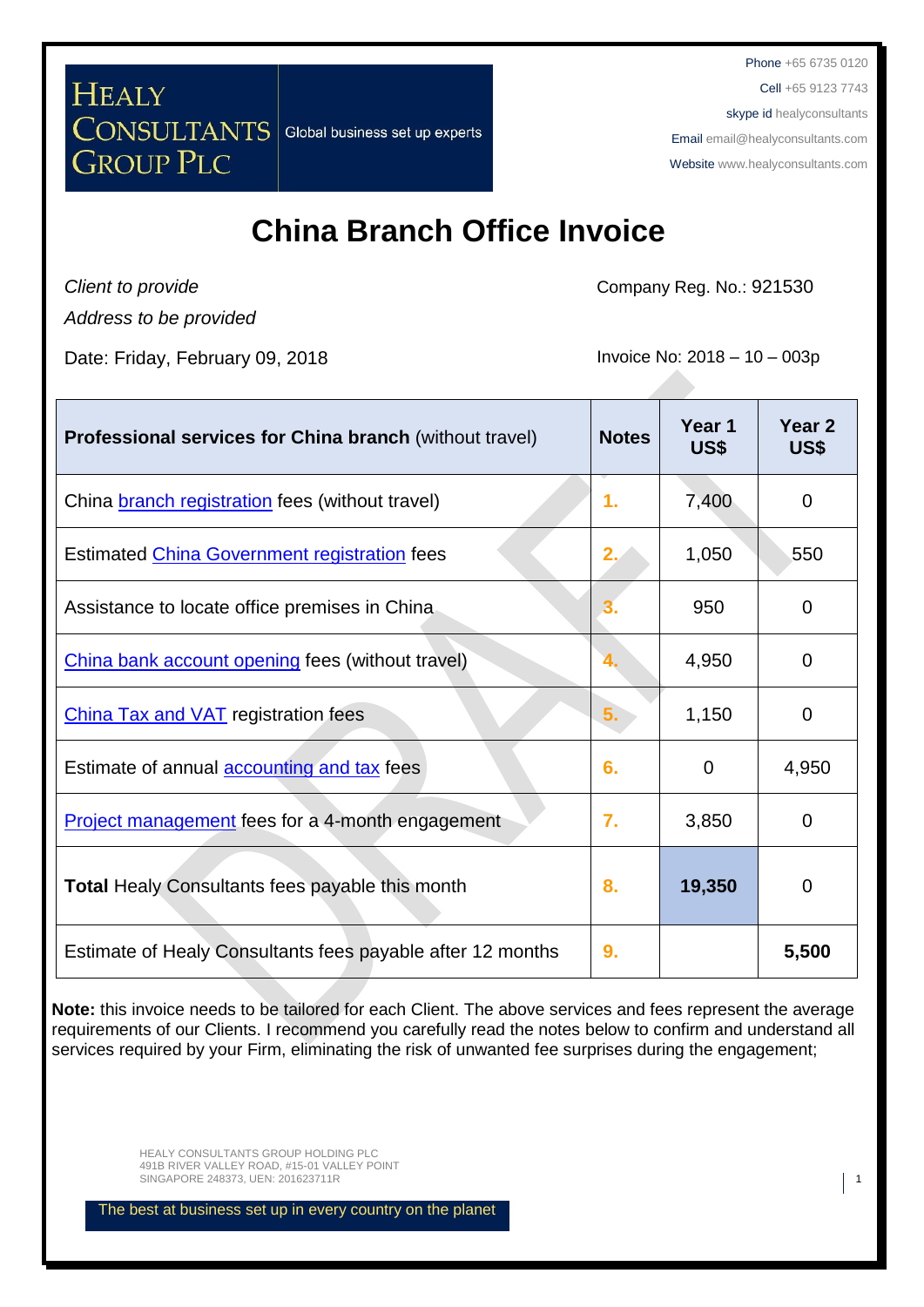HEALY CONSULTANTS GROUP PLC

Global business set up experts

Phone +65 6735 0120
Cell +65 9123 7743
skype id healyconsultants
Email email@healyconsultants.com
Website www.healyconsultants.com

# China Branch Office Invoice

*Client to provide*
*Address to be provided*

Company Reg. No.: 921530

Date: Friday, February 09, 2018

Invoice No: 2018 – 10 – 003p

| **Professional services for China branch** (without travel) | **Notes** | **Year 1 US$** | **Year 2 US$** |
|---|---|---|---|
| China branch registration fees (without travel) | 1. | 7,400 | 0 |
| Estimated China Government registration fees | 2. | 1,050 | 550 |
| Assistance to locate office premises in China | 3. | 950 | 0 |
| China bank account opening fees (without travel) | 4. | 4,950 | 0 |
| China Tax and VAT registration fees | 5. | 1,150 | 0 |
| Estimate of annual accounting and tax fees | 6. | 0 | 4,950 |
| Project management fees for a 4-month engagement | 7. | 3,850 | 0 |
| **Total** Healy Consultants fees payable this month | 8. | **19,350** | 0 |
| Estimate of Healy Consultants fees payable after 12 months | 9. | | **5,500** |

**Note:** this invoice needs to be tailored for each Client. The above services and fees represent the average requirements of our Clients. I recommend you carefully read the notes below to confirm and understand all services required by your Firm, eliminating the risk of unwanted fee surprises during the engagement;

HEALY CONSULTANTS GROUP HOLDING PLC
491B RIVER VALLEY ROAD, #15-01 VALLEY POINT
SINGAPORE 248373, UEN: 201623711R

The best at business set up in every country on the planet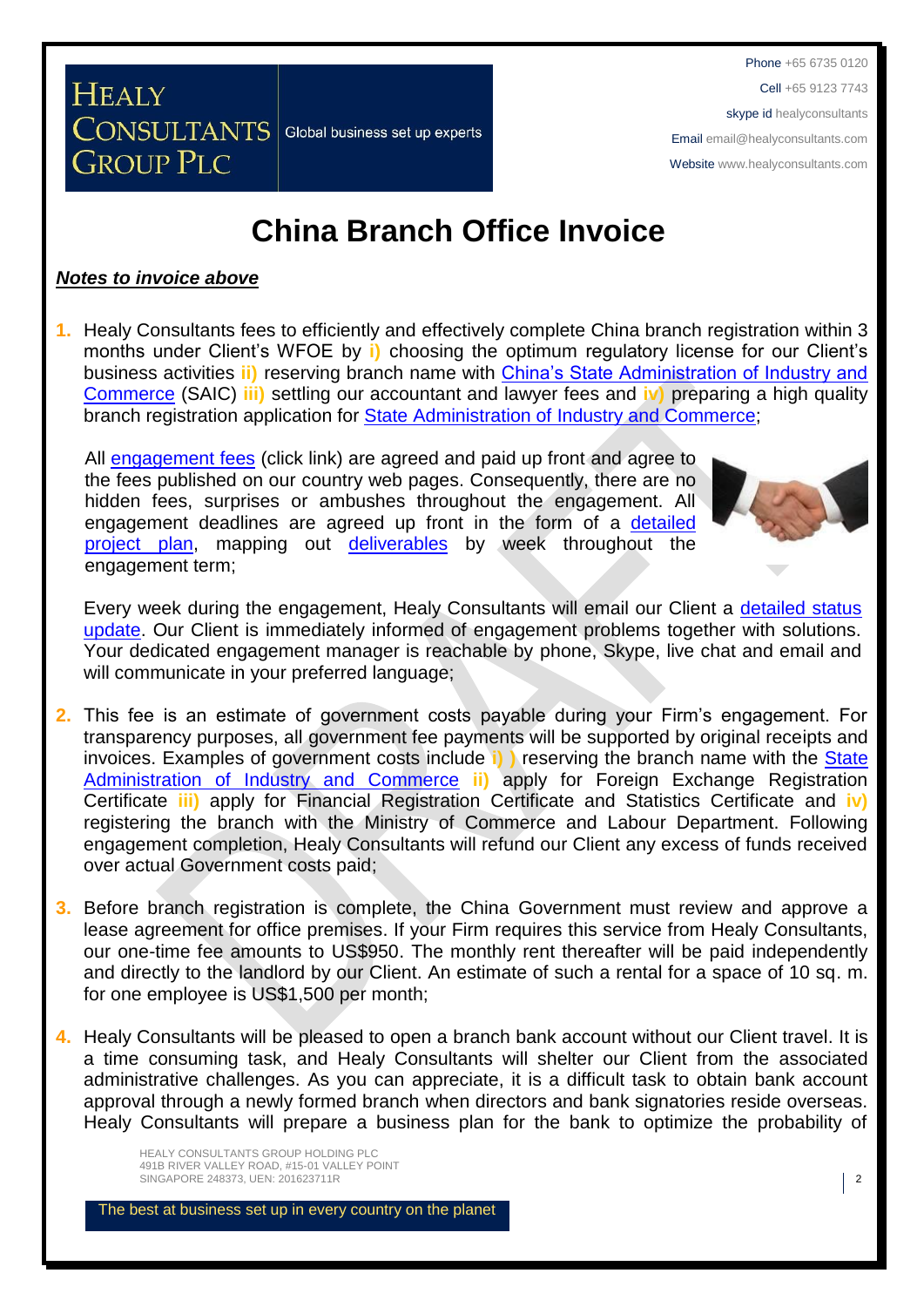# China Branch Office Invoice

***Notes to invoice above***

1. Healy Consultants fees to efficiently and effectively complete China branch registration within 3 months under Client's WFOE by **i)** choosing the optimum regulatory license for our Client's business activities **ii)** reserving branch name with China's State Administration of Industry and Commerce (SAIC) **iii)** settling our accountant and lawyer fees and **iv)** preparing a high quality branch registration application for State Administration of Industry and Commerce;

   All engagement fees (click link) are agreed and paid up front and agree to the fees published on our country web pages. Consequently, there are no hidden fees, surprises or ambushes throughout the engagement. All engagement deadlines are agreed up front in the form of a detailed project plan, mapping out deliverables by week throughout the engagement term;

   Every week during the engagement, Healy Consultants will email our Client a detailed status update. Our Client is immediately informed of engagement problems together with solutions. Your dedicated engagement manager is reachable by phone, Skype, live chat and email and will communicate in your preferred language;

2. This fee is an estimate of government costs payable during your Firm's engagement. For transparency purposes, all government fee payments will be supported by original receipts and invoices. Examples of government costs include **i) )** reserving the branch name with the State Administration of Industry and Commerce **ii)** apply for Foreign Exchange Registration Certificate **iii)** apply for Financial Registration Certificate and Statistics Certificate and **iv)** registering the branch with the Ministry of Commerce and Labour Department. Following engagement completion, Healy Consultants will refund our Client any excess of funds received over actual Government costs paid;

3. Before branch registration is complete, the China Government must review and approve a lease agreement for office premises. If your Firm requires this service from Healy Consultants, our one-time fee amounts to US$950. The monthly rent thereafter will be paid independently and directly to the landlord by our Client. An estimate of such a rental for a space of 10 sq. m. for one employee is US$1,500 per month;

4. Healy Consultants will be pleased to open a branch bank account without our Client travel. It is a time consuming task, and Healy Consultants will shelter our Client from the associated administrative challenges. As you can appreciate, it is a difficult task to obtain bank account approval through a newly formed branch when directors and bank signatories reside overseas. Healy Consultants will prepare a business plan for the bank to optimize the probability of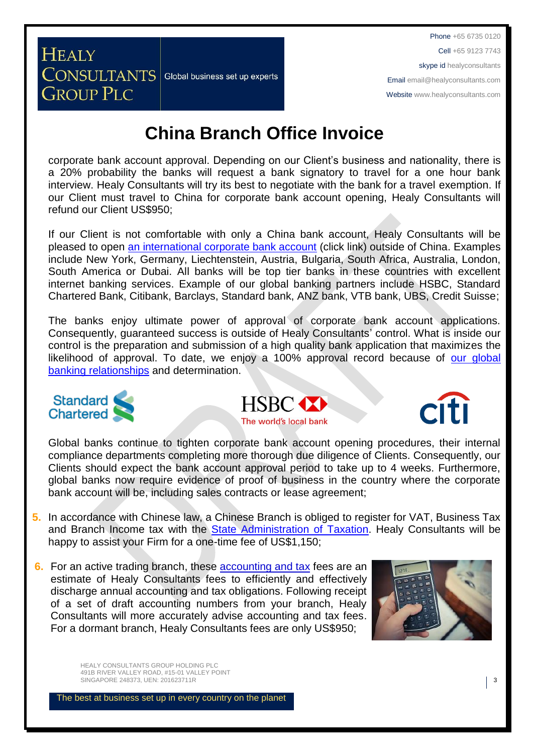# China Branch Office Invoice

corporate bank account approval. Depending on our Client's business and nationality, there is a 20% probability the banks will request a bank signatory to travel for a one hour bank interview. Healy Consultants will try its best to negotiate with the bank for a travel exemption. If our Client must travel to China for corporate bank account opening, Healy Consultants will refund our Client US$950;

If our Client is not comfortable with only a China bank account, Healy Consultants will be pleased to open [an international corporate bank account] (click link) outside of China. Examples include New York, Germany, Liechtenstein, Austria, Bulgaria, South Africa, Australia, London, South America or Dubai. All banks will be top tier banks in these countries with excellent internet banking services. Example of our global banking partners include HSBC, Standard Chartered Bank, Citibank, Barclays, Standard bank, ANZ bank, VTB bank, UBS, Credit Suisse;

The banks enjoy ultimate power of approval of corporate bank account applications. Consequently, guaranteed success is outside of Healy Consultants' control. What is inside our control is the preparation and submission of a high quality bank application that maximizes the likelihood of approval. To date, we enjoy a 100% approval record because of [our global banking relationships] and determination.

Global banks continue to tighten corporate bank account opening procedures, their internal compliance departments completing more thorough due diligence of Clients. Consequently, our Clients should expect the bank account approval period to take up to 4 weeks. Furthermore, global banks now require evidence of proof of business in the country where the corporate bank account will be, including sales contracts or lease agreement;

5. In accordance with Chinese law, a Chinese Branch is obliged to register for VAT, Business Tax and Branch Income tax with the [State Administration of Taxation]. Healy Consultants will be happy to assist your Firm for a one-time fee of US$1,150;

6. For an active trading branch, these [accounting and tax] fees are an estimate of Healy Consultants fees to efficiently and effectively discharge annual accounting and tax obligations. Following receipt of a set of draft accounting numbers from your branch, Healy Consultants will more accurately advise accounting and tax fees. For a dormant branch, Healy Consultants fees are only US$950;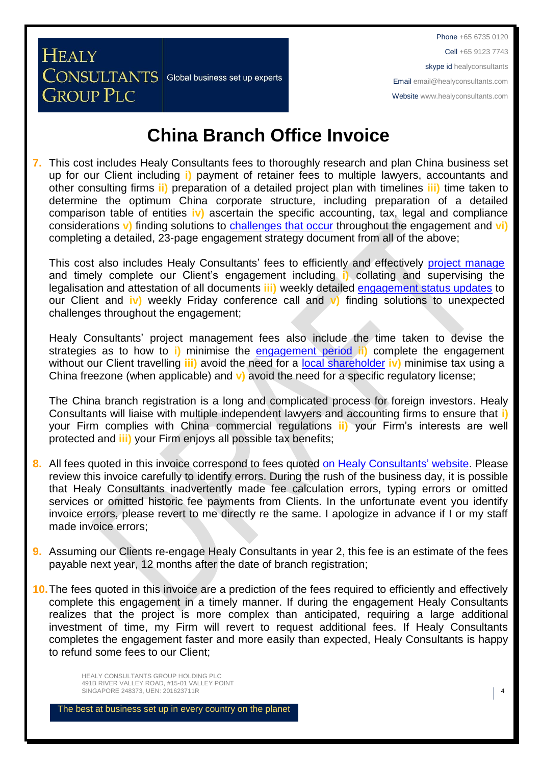# China Branch Office Invoice

7. This cost includes Healy Consultants fees to thoroughly research and plan China business set up for our Client including **i)** payment of retainer fees to multiple lawyers, accountants and other consulting firms **ii)** preparation of a detailed project plan with timelines **iii)** time taken to determine the optimum China corporate structure, including preparation of a detailed comparison table of entities **iv)** ascertain the specific accounting, tax, legal and compliance considerations **v)** finding solutions to challenges that occur throughout the engagement and **vi)** completing a detailed, 23-page engagement strategy document from all of the above;

   This cost also includes Healy Consultants' fees to efficiently and effectively project manage and timely complete our Client's engagement including **i)** collating and supervising the legalisation and attestation of all documents **iii)** weekly detailed engagement status updates to our Client and **iv)** weekly Friday conference call and **v)** finding solutions to unexpected challenges throughout the engagement;

   Healy Consultants' project management fees also include the time taken to devise the strategies as to how to **i)** minimise the engagement period **ii)** complete the engagement without our Client travelling **iii)** avoid the need for a local shareholder **iv)** minimise tax using a China freezone (when applicable) and **v)** avoid the need for a specific regulatory license;

   The China branch registration is a long and complicated process for foreign investors. Healy Consultants will liaise with multiple independent lawyers and accounting firms to ensure that **i)** your Firm complies with China commercial regulations **ii)** your Firm's interests are well protected and **iii)** your Firm enjoys all possible tax benefits;

8. All fees quoted in this invoice correspond to fees quoted on Healy Consultants' website. Please review this invoice carefully to identify errors. During the rush of the business day, it is possible that Healy Consultants inadvertently made fee calculation errors, typing errors or omitted services or omitted historic fee payments from Clients. In the unfortunate event you identify invoice errors, please revert to me directly re the same. I apologize in advance if I or my staff made invoice errors;

9. Assuming our Clients re-engage Healy Consultants in year 2, this fee is an estimate of the fees payable next year, 12 months after the date of branch registration;

10. The fees quoted in this invoice are a prediction of the fees required to efficiently and effectively complete this engagement in a timely manner. If during the engagement Healy Consultants realizes that the project is more complex than anticipated, requiring a large additional investment of time, my Firm will revert to request additional fees. If Healy Consultants completes the engagement faster and more easily than expected, Healy Consultants is happy to refund some fees to our Client;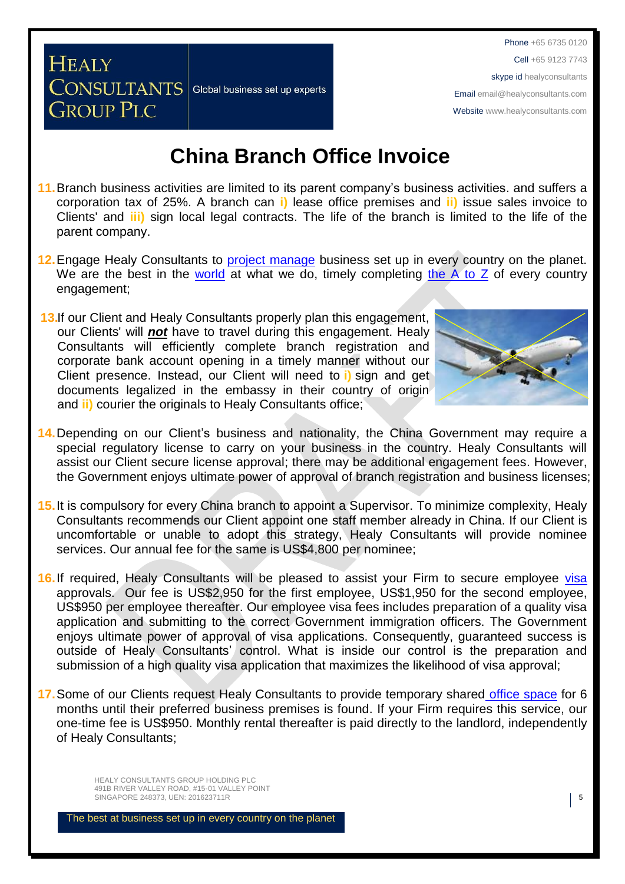# China Branch Office Invoice

11. Branch business activities are limited to its parent company's business activities. and suffers a corporation tax of 25%. A branch can **i)** lease office premises and **ii)** issue sales invoice to Clients' and **iii)** sign local legal contracts. The life of the branch is limited to the life of the parent company.

12. Engage Healy Consultants to project manage business set up in every country on the planet. We are the best in the world at what we do, timely completing the A to Z of every country engagement;

13. If our Client and Healy Consultants properly plan this engagement, our Clients' will ***not*** have to travel during this engagement. Healy Consultants will efficiently complete branch registration and corporate bank account opening in a timely manner without our Client presence. Instead, our Client will need to **i)** sign and get documents legalized in the embassy in their country of origin and **ii)** courier the originals to Healy Consultants office;

14. Depending on our Client's business and nationality, the China Government may require a special regulatory license to carry on your business in the country. Healy Consultants will assist our Client secure license approval; there may be additional engagement fees. However, the Government enjoys ultimate power of approval of branch registration and business licenses;

15. It is compulsory for every China branch to appoint a Supervisor. To minimize complexity, Healy Consultants recommends our Client appoint one staff member already in China. If our Client is uncomfortable or unable to adopt this strategy, Healy Consultants will provide nominee services. Our annual fee for the same is US$4,800 per nominee;

16. If required, Healy Consultants will be pleased to assist your Firm to secure employee visa approvals. Our fee is US$2,950 for the first employee, US$1,950 for the second employee, US$950 per employee thereafter. Our employee visa fees includes preparation of a quality visa application and submitting to the correct Government immigration officers. The Government enjoys ultimate power of approval of visa applications. Consequently, guaranteed success is outside of Healy Consultants' control. What is inside our control is the preparation and submission of a high quality visa application that maximizes the likelihood of visa approval;

17. Some of our Clients request Healy Consultants to provide temporary shared office space for 6 months until their preferred business premises is found. If your Firm requires this service, our one-time fee is US$950. Monthly rental thereafter is paid directly to the landlord, independently of Healy Consultants;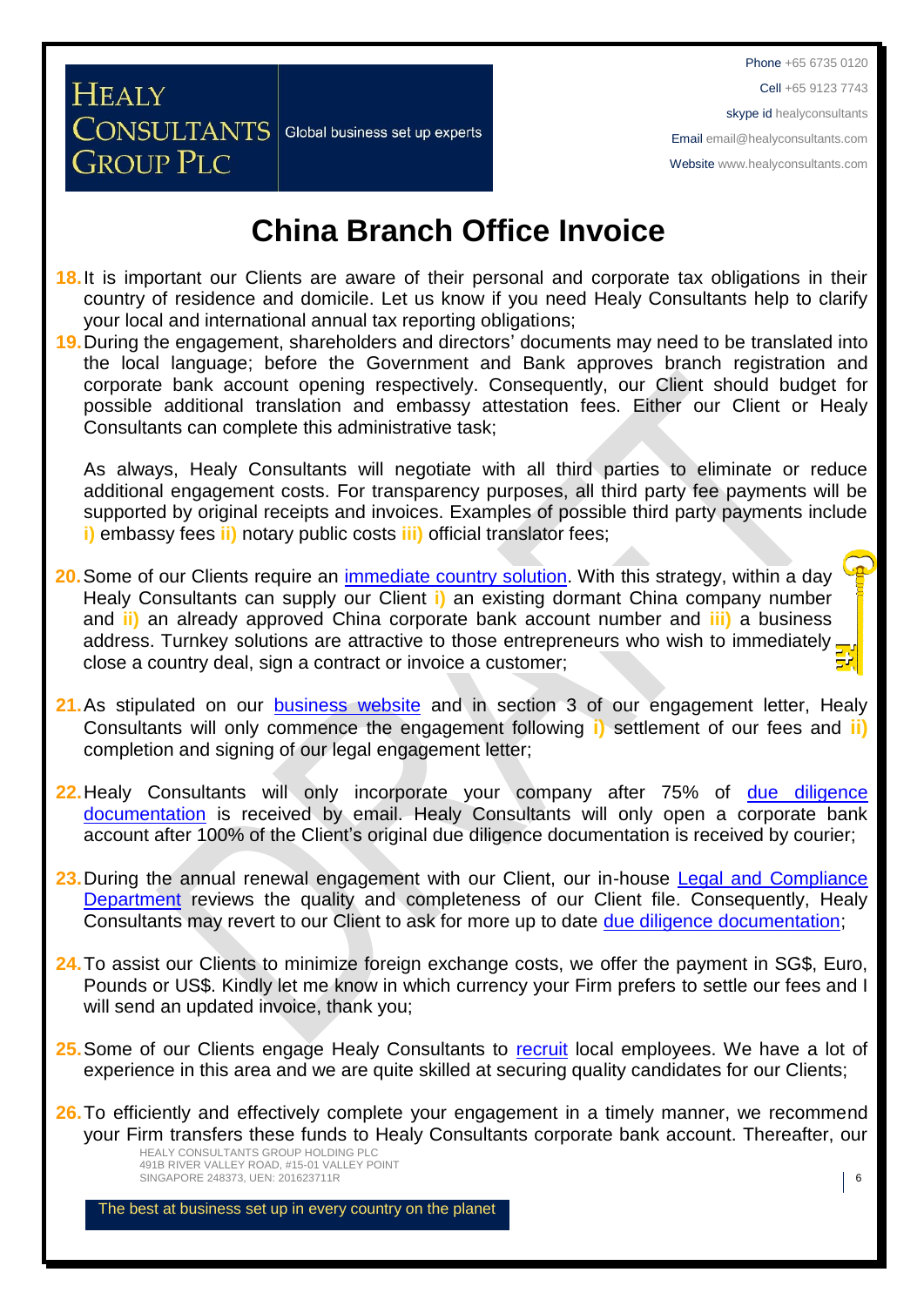# China Branch Office Invoice

18. It is important our Clients are aware of their personal and corporate tax obligations in their country of residence and domicile. Let us know if you need Healy Consultants help to clarify your local and international annual tax reporting obligations;

19. During the engagement, shareholders and directors' documents may need to be translated into the local language; before the Government and Bank approves branch registration and corporate bank account opening respectively. Consequently, our Client should budget for possible additional translation and embassy attestation fees. Either our Client or Healy Consultants can complete this administrative task;

    As always, Healy Consultants will negotiate with all third parties to eliminate or reduce additional engagement costs. For transparency purposes, all third party fee payments will be supported by original receipts and invoices. Examples of possible third party payments include **i)** embassy fees **ii)** notary public costs **iii)** official translator fees;

20. Some of our Clients require an [immediate country solution](). With this strategy, within a day Healy Consultants can supply our Client **i)** an existing dormant China company number and **ii)** an already approved China corporate bank account number and **iii)** a business address. Turnkey solutions are attractive to those entrepreneurs who wish to immediately close a country deal, sign a contract or invoice a customer;

21. As stipulated on our [business website]() and in section 3 of our engagement letter, Healy Consultants will only commence the engagement following **i)** settlement of our fees and **ii)** completion and signing of our legal engagement letter;

22. Healy Consultants will only incorporate your company after 75% of [due diligence documentation]() is received by email. Healy Consultants will only open a corporate bank account after 100% of the Client's original due diligence documentation is received by courier;

23. During the annual renewal engagement with our Client, our in-house [Legal and Compliance Department]() reviews the quality and completeness of our Client file. Consequently, Healy Consultants may revert to our Client to ask for more up to date [due diligence documentation]();

24. To assist our Clients to minimize foreign exchange costs, we offer the payment in SG$, Euro, Pounds or US$. Kindly let me know in which currency your Firm prefers to settle our fees and I will send an updated invoice, thank you;

25. Some of our Clients engage Healy Consultants to [recruit]() local employees. We have a lot of experience in this area and we are quite skilled at securing quality candidates for our Clients;

26. To efficiently and effectively complete your engagement in a timely manner, we recommend your Firm transfers these funds to Healy Consultants corporate bank account. Thereafter, our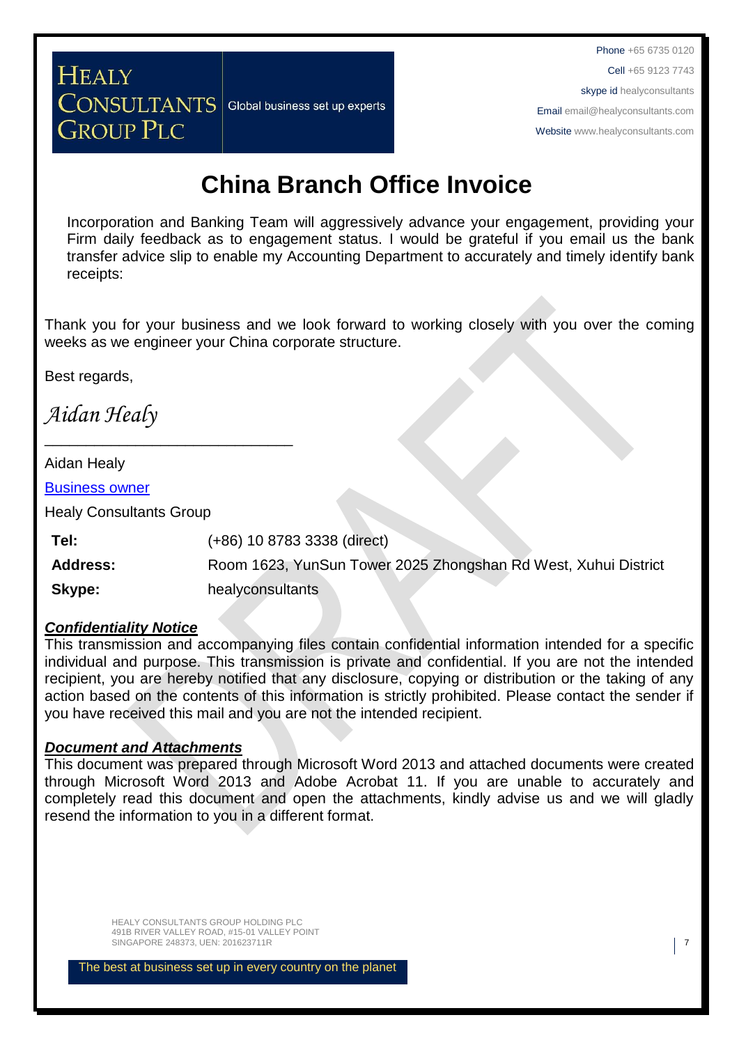# China Branch Office Invoice

Incorporation and Banking Team will aggressively advance your engagement, providing your Firm daily feedback as to engagement status. I would be grateful if you email us the bank transfer advice slip to enable my Accounting Department to accurately and timely identify bank receipts:

Thank you for your business and we look forward to working closely with you over the coming weeks as we engineer your China corporate structure.

Best regards,

*Aidan Healy*

______________________________

Aidan Healy

[Business owner]

Healy Consultants Group

| | |
|---|---|
| **Tel:** | (+86) 10 8783 3338 (direct) |
| **Address:** | Room 1623, YunSun Tower 2025 Zhongshan Rd West, Xuhui District |
| **Skype:** | healyconsultants |

***Confidentiality Notice***

This transmission and accompanying files contain confidential information intended for a specific individual and purpose. This transmission is private and confidential. If you are not the intended recipient, you are hereby notified that any disclosure, copying or distribution or the taking of any action based on the contents of this information is strictly prohibited. Please contact the sender if you have received this mail and you are not the intended recipient.

***Document and Attachments***

This document was prepared through Microsoft Word 2013 and attached documents were created through Microsoft Word 2013 and Adobe Acrobat 11. If you are unable to accurately and completely read this document and open the attachments, kindly advise us and we will gladly resend the information to you in a different format.